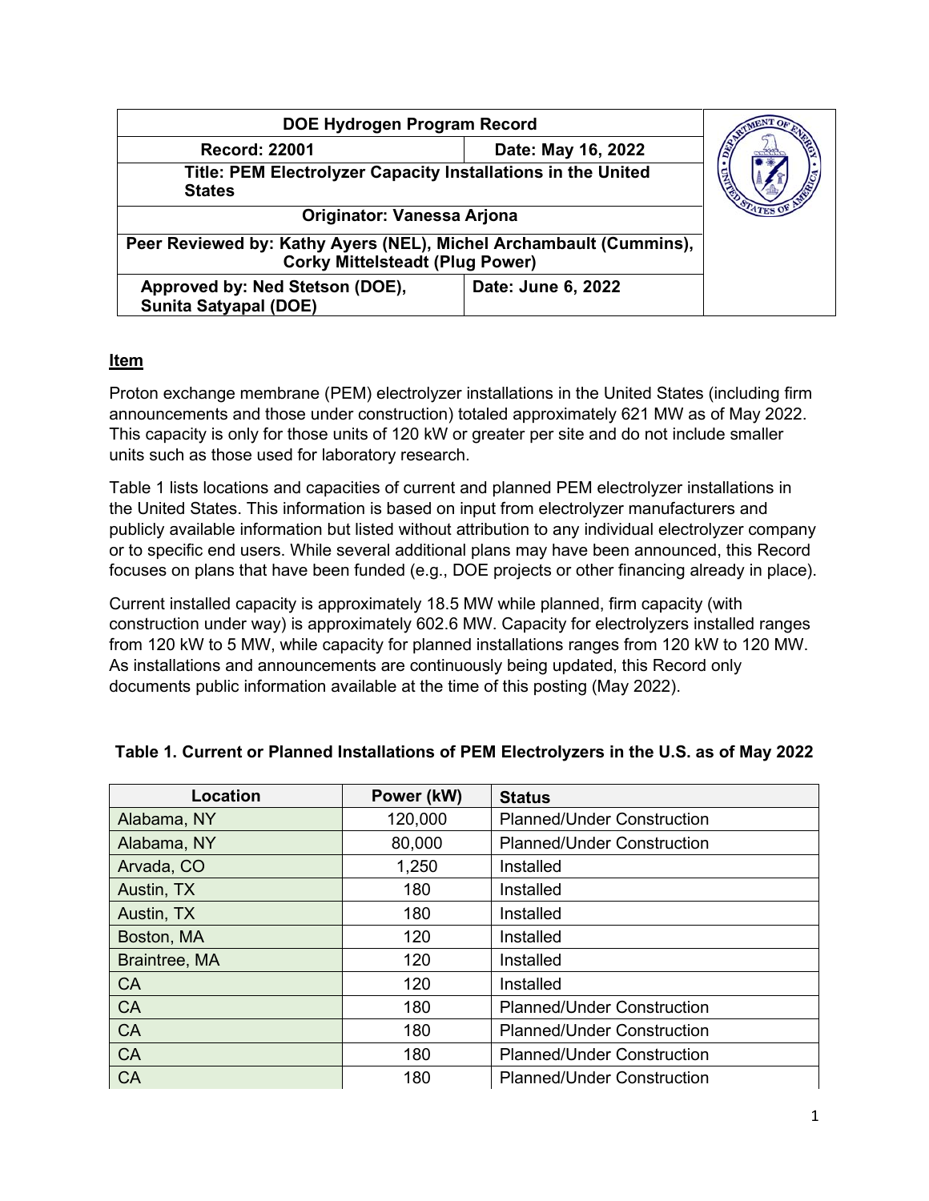| DOE Hydrogen Program Record | |
|---|---|
| Record: 22001 | Date: May 16, 2022 |
| Title: PEM Electrolyzer Capacity Installations in the United States | |
| Originator: Vanessa Arjona | |
| Peer Reviewed by: Kathy Ayers (NEL), Michel Archambault (Cummins), Corky Mittelsteadt (Plug Power) | |
| Approved by: Ned Stetson (DOE), Sunita Satyapal (DOE) | Date: June 6, 2022 |

## Item

Proton exchange membrane (PEM) electrolyzer installations in the United States (including firm announcements and those under construction) totaled approximately 621 MW as of May 2022. This capacity is only for those units of 120 kW or greater per site and do not include smaller units such as those used for laboratory research.

Table 1 lists locations and capacities of current and planned PEM electrolyzer installations in the United States. This information is based on input from electrolyzer manufacturers and publicly available information but listed without attribution to any individual electrolyzer company or to specific end users. While several additional plans may have been announced, this Record focuses on plans that have been funded (e.g., DOE projects or other financing already in place).

Current installed capacity is approximately 18.5 MW while planned, firm capacity (with construction under way) is approximately 602.6 MW. Capacity for electrolyzers installed ranges from 120 kW to 5 MW, while capacity for planned installations ranges from 120 kW to 120 MW. As installations and announcements are continuously being updated, this Record only documents public information available at the time of this posting (May 2022).

**Table 1. Current or Planned Installations of PEM Electrolyzers in the U.S. as of May 2022**

| Location | Power (kW) | Status |
|---|---|---|
| Alabama, NY | 120,000 | Planned/Under Construction |
| Alabama, NY | 80,000 | Planned/Under Construction |
| Arvada, CO | 1,250 | Installed |
| Austin, TX | 180 | Installed |
| Austin, TX | 180 | Installed |
| Boston, MA | 120 | Installed |
| Braintree, MA | 120 | Installed |
| CA | 120 | Installed |
| CA | 180 | Planned/Under Construction |
| CA | 180 | Planned/Under Construction |
| CA | 180 | Planned/Under Construction |
| CA | 180 | Planned/Under Construction |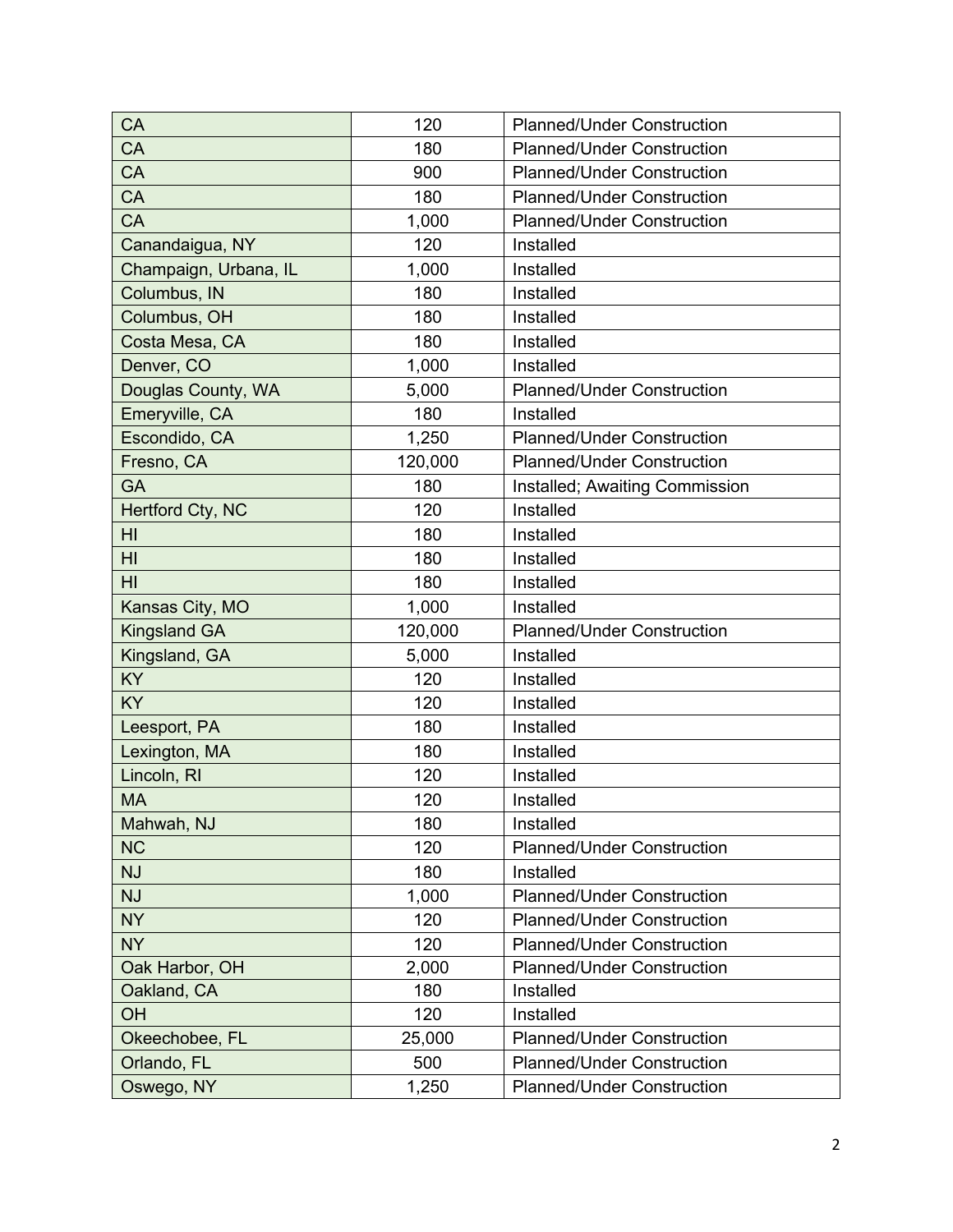| CA | 120 | Planned/Under Construction |
|---|---|---|
| CA | 180 | Planned/Under Construction |
| CA | 900 | Planned/Under Construction |
| CA | 180 | Planned/Under Construction |
| CA | 1,000 | Planned/Under Construction |
| Canandaigua, NY | 120 | Installed |
| Champaign, Urbana, IL | 1,000 | Installed |
| Columbus, IN | 180 | Installed |
| Columbus, OH | 180 | Installed |
| Costa Mesa, CA | 180 | Installed |
| Denver, CO | 1,000 | Installed |
| Douglas County, WA | 5,000 | Planned/Under Construction |
| Emeryville, CA | 180 | Installed |
| Escondido, CA | 1,250 | Planned/Under Construction |
| Fresno, CA | 120,000 | Planned/Under Construction |
| GA | 180 | Installed; Awaiting Commission |
| Hertford Cty, NC | 120 | Installed |
| HI | 180 | Installed |
| HI | 180 | Installed |
| HI | 180 | Installed |
| Kansas City, MO | 1,000 | Installed |
| Kingsland GA | 120,000 | Planned/Under Construction |
| Kingsland, GA | 5,000 | Installed |
| KY | 120 | Installed |
| KY | 120 | Installed |
| Leesport, PA | 180 | Installed |
| Lexington, MA | 180 | Installed |
| Lincoln, RI | 120 | Installed |
| MA | 120 | Installed |
| Mahwah, NJ | 180 | Installed |
| NC | 120 | Planned/Under Construction |
| NJ | 180 | Installed |
| NJ | 1,000 | Planned/Under Construction |
| NY | 120 | Planned/Under Construction |
| NY | 120 | Planned/Under Construction |
| Oak Harbor, OH | 2,000 | Planned/Under Construction |
| Oakland, CA | 180 | Installed |
| OH | 120 | Installed |
| Okeechobee, FL | 25,000 | Planned/Under Construction |
| Orlando, FL | 500 | Planned/Under Construction |
| Oswego, NY | 1,250 | Planned/Under Construction |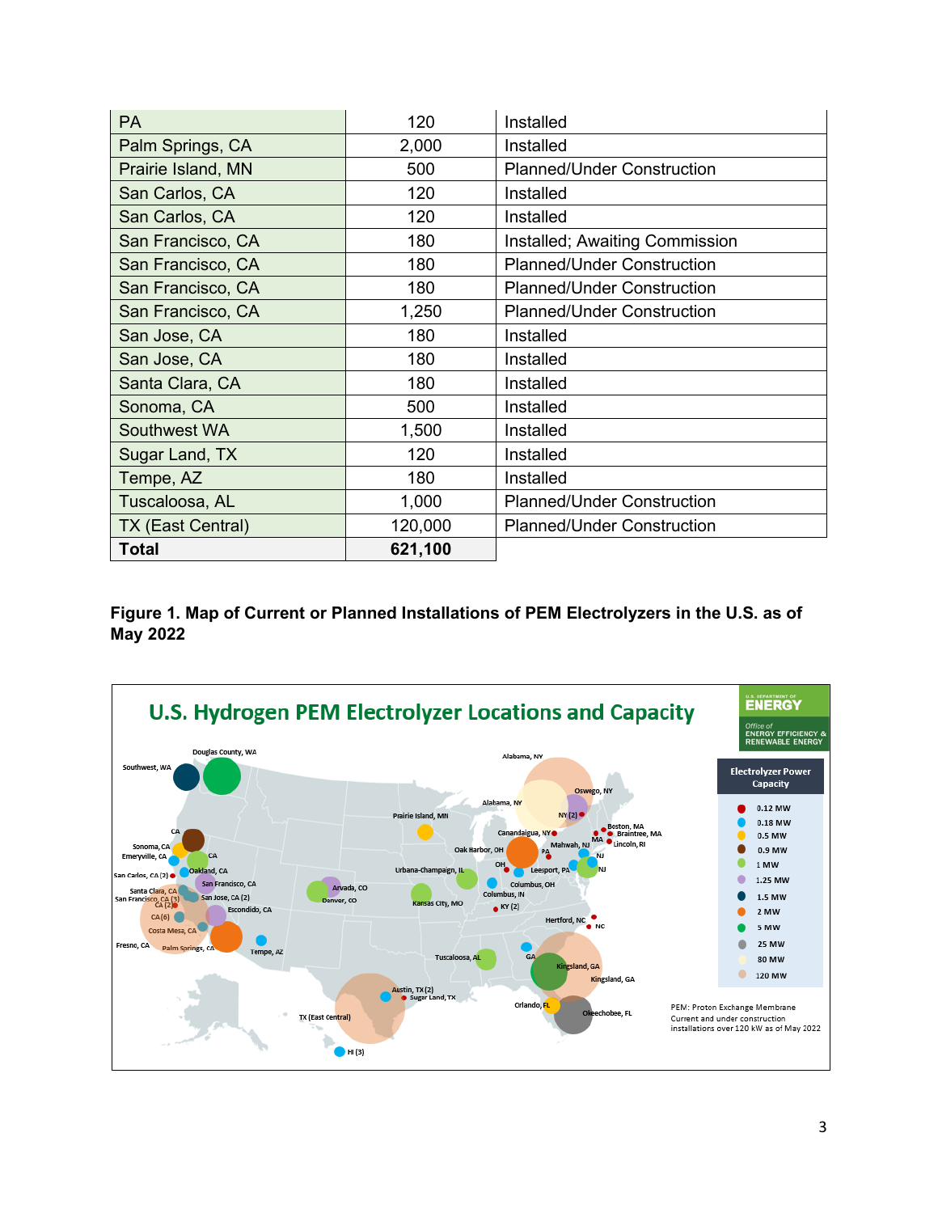| | | |
|---|---|---|
| PA | 120 | Installed |
| Palm Springs, CA | 2,000 | Installed |
| Prairie Island, MN | 500 | Planned/Under Construction |
| San Carlos, CA | 120 | Installed |
| San Carlos, CA | 120 | Installed |
| San Francisco, CA | 180 | Installed; Awaiting Commission |
| San Francisco, CA | 180 | Planned/Under Construction |
| San Francisco, CA | 180 | Planned/Under Construction |
| San Francisco, CA | 1,250 | Planned/Under Construction |
| San Jose, CA | 180 | Installed |
| San Jose, CA | 180 | Installed |
| Santa Clara, CA | 180 | Installed |
| Sonoma, CA | 500 | Installed |
| Southwest WA | 1,500 | Installed |
| Sugar Land, TX | 120 | Installed |
| Tempe, AZ | 180 | Installed |
| Tuscaloosa, AL | 1,000 | Planned/Under Construction |
| TX (East Central) | 120,000 | Planned/Under Construction |
| **Total** | **621,100** | |

**Figure 1. Map of Current or Planned Installations of PEM Electrolyzers in the U.S. as of May 2022**

U.S. Hydrogen PEM Electrolyzer Locations and Capacity

U.S. DEPARTMENT OF ENERGY
Office of ENERGY EFFICIENCY & RENEWABLE ENERGY

Electrolyzer Power Capacity
0.12 MW
0.18 MW
0.5 MW
0.9 MW
1 MW
1.25 MW
1.5 MW
2 MW
5 MW
25 MW
80 MW
120 MW

Douglas County, WA
Southwest, WA
Alabama, NY
Oswego, NY
Alabama, NY
NY (2)
Prairie Island, MN
Boston, MA
Braintree, MA
MA
Lincoln, RI
Canandaigua, NY
Mahwah, NJ
NJ
Oak Harbor, OH
PA
CA
Sonoma, CA
Emeryville, CA
CA
Oakland, CA
San Carlos, CA (2)
San Francisco, CA
Santa Clara, CA
San Francisco, CA (3)
CA (2)
CA (6)
San Jose, CA (2)
Escondido, CA
Costa Mesa, CA
Fresno, CA
Palm Springs, CA
Tempe, AZ
Arvada, CO
Denver, CO
Urbana-Champaign, IL
OH
Leesport, PA
NJ
Columbus, OH
Columbus, IN
Kansas City, MO
KY (2)
Hertford, NC
NC
GA
Tuscaloosa, AL
Kingsland, GA
Kingsland, GA
Austin, TX (2)
Sugar Land, TX
TX (East Central)
Orlando, FL
Okeechobee, FL
HI (3)

PEM: Proton Exchange Membrane
Current and under construction installations over 120 kW as of May 2022